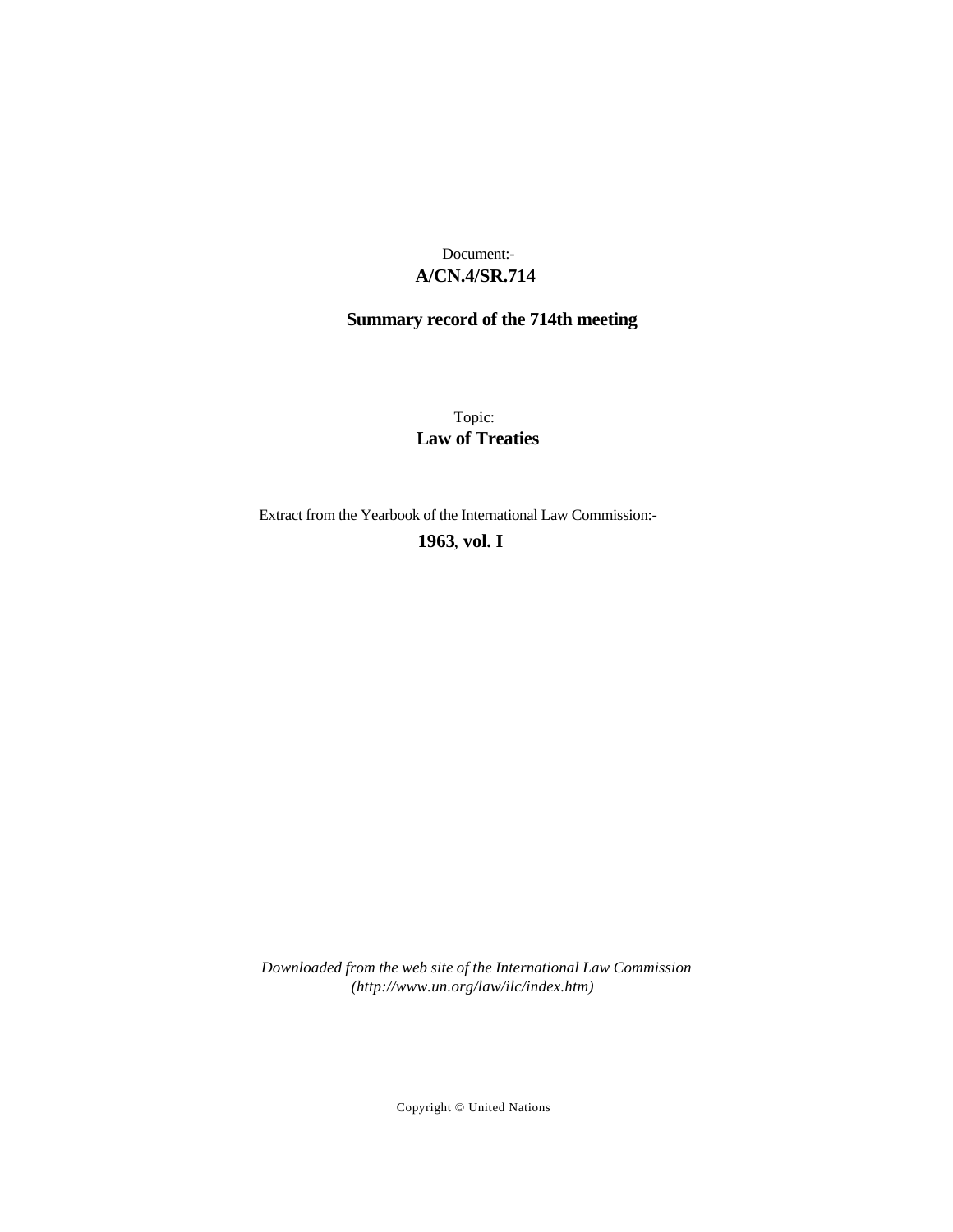Document:-
**A/CN.4/SR.714**

**Summary record of the 714th meeting**

Topic:
**Law of Treaties**

Extract from the Yearbook of the International Law Commission:-
**1963, vol. I**

*Downloaded from the web site of the International Law Commission (http://www.un.org/law/ilc/index.htm)*

Copyright © United Nations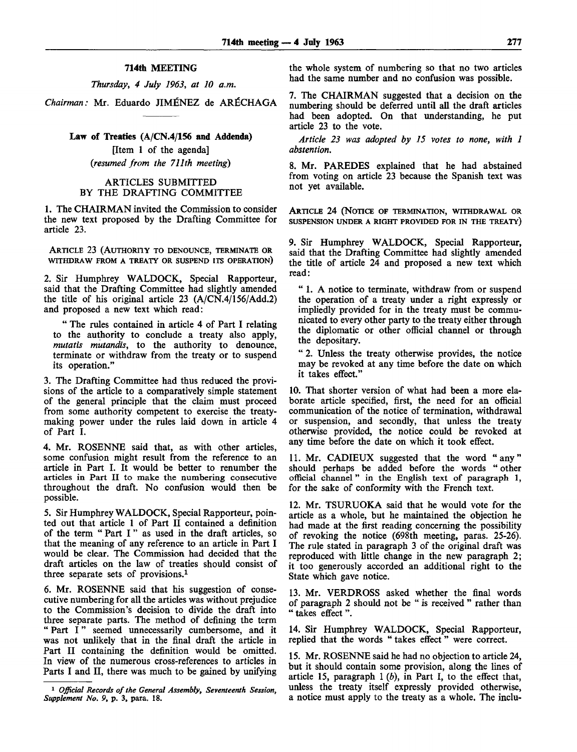## 714th MEETING

*Thursday, 4 July 1963, at 10 a.m.*

*Chairman:* Mr. Eduardo JIMÉNEZ de ARÉCHAGA

### Law of Treaties (A/CN.4/156 and Addenda)

[Item 1 of the agenda]

*(resumed from the 711th meeting)*

#### ARTICLES SUBMITTED BY THE DRAFTING COMMITTEE

1. The CHAIRMAN invited the Commission to consider the new text proposed by the Drafting Committee for article 23.

ARTICLE 23 (AUTHORITY TO DENOUNCE, TERMINATE OR WITHDRAW FROM A TREATY OR SUSPEND ITS OPERATION)

2. Sir Humphrey WALDOCK, Special Rapporteur, said that the Drafting Committee had slightly amended the title of his original article 23 (A/CN.4/156/Add.2) and proposed a new text which read:

> "The rules contained in article 4 of Part I relating to the authority to conclude a treaty also apply, *mutatis mutandis*, to the authority to denounce, terminate or withdraw from the treaty or to suspend its operation."

3. The Drafting Committee had thus reduced the provisions of the article to a comparatively simple statement of the general principle that the claim must proceed from some authority competent to exercise the treaty-making power under the rules laid down in article 4 of Part I.

4. Mr. ROSENNE said that, as with other articles, some confusion might result from the reference to an article in Part I. It would be better to renumber the articles in Part II to make the numbering consecutive throughout the draft. No confusion would then be possible.

5. Sir Humphrey WALDOCK, Special Rapporteur, pointed out that article 1 of Part II contained a definition of the term "Part I" as used in the draft articles, so that the meaning of any reference to an article in Part I would be clear. The Commission had decided that the draft articles on the law of treaties should consist of three separate sets of provisions.[1]

6. Mr. ROSENNE said that his suggestion of consecutive numbering for all the articles was without prejudice to the Commission's decision to divide the draft into three separate parts. The method of defining the term "Part I" seemed unnecessarily cumbersome, and it was not unlikely that in the final draft the article in Part II containing the definition would be omitted. In view of the numerous cross-references to articles in Parts I and II, there was much to be gained by unifying the whole system of numbering so that no two articles had the same number and no confusion was possible.

7. The CHAIRMAN suggested that a decision on the numbering should be deferred until all the draft articles had been adopted. On that understanding, he put article 23 to the vote.

*Article 23 was adopted by 15 votes to none, with 1 abstention.*

8. Mr. PAREDES explained that he had abstained from voting on article 23 because the Spanish text was not yet available.

ARTICLE 24 (NOTICE OF TERMINATION, WITHDRAWAL OR SUSPENSION UNDER A RIGHT PROVIDED FOR IN THE TREATY)

9. Sir Humphrey WALDOCK, Special Rapporteur, said that the Drafting Committee had slightly amended the title of article 24 and proposed a new text which read:

> "1. A notice to terminate, withdraw from or suspend the operation of a treaty under a right expressly or impliedly provided for in the treaty must be communicated to every other party to the treaty either through the diplomatic or other official channel or through the depositary.
>
> "2. Unless the treaty otherwise provides, the notice may be revoked at any time before the date on which it takes effect."

10. That shorter version of what had been a more elaborate article specified, first, the need for an official communication of the notice of termination, withdrawal or suspension, and secondly, that unless the treaty otherwise provided, the notice could be revoked at any time before the date on which it took effect.

11. Mr. CADIEUX suggested that the word "any" should perhaps be added before the words "other official channel" in the English text of paragraph 1, for the sake of conformity with the French text.

12. Mr. TSURUOKA said that he would vote for the article as a whole, but he maintained the objection he had made at the first reading concerning the possibility of revoking the notice (698th meeting, paras. 25-26). The rule stated in paragraph 3 of the original draft was reproduced with little change in the new paragraph 2; it too generously accorded an additional right to the State which gave notice.

13. Mr. VERDROSS asked whether the final words of paragraph 2 should not be "is received" rather than "takes effect".

14. Sir Humphrey WALDOCK, Special Rapporteur, replied that the words "takes effect" were correct.

15. Mr. ROSENNE said he had no objection to article 24, but it should contain some provision, along the lines of article 15, paragraph 1 (*b*), in Part I, to the effect that, unless the treaty itself expressly provided otherwise, a notice must apply to the treaty as a whole. The inclu-

---

[1] *Official Records of the General Assembly, Seventeenth Session, Supplement No. 9*, p. 3, para. 18.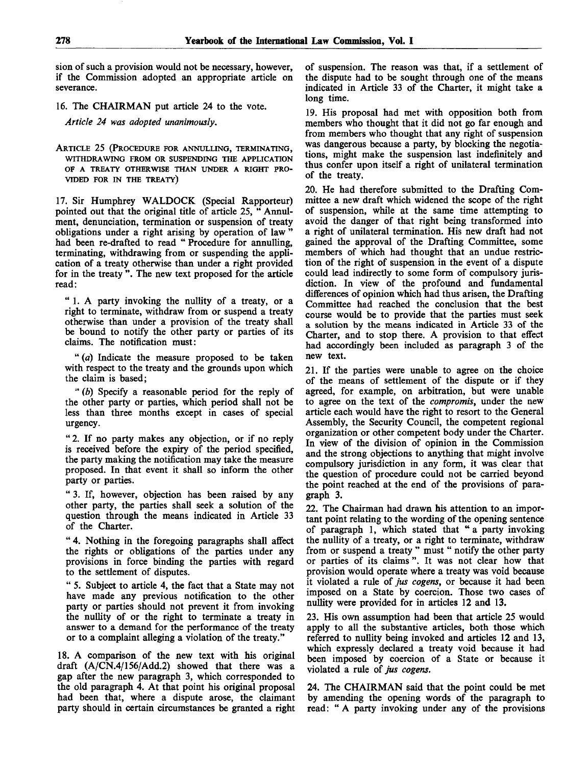sion of such a provision would not be necessary, however, if the Commission adopted an appropriate article on severance.

16. The CHAIRMAN put article 24 to the vote.

*Article 24 was adopted unanimously.*

ARTICLE 25 (PROCEDURE FOR ANNULLING, TERMINATING, WITHDRAWING FROM OR SUSPENDING THE APPLICATION OF A TREATY OTHERWISE THAN UNDER A RIGHT PROVIDED FOR IN THE TREATY)

17. Sir Humphrey WALDOCK (Special Rapporteur) pointed out that the original title of article 25, " Annulment, denunciation, termination or suspension of treaty obligations under a right arising by operation of law " had been re-drafted to read " Procedure for annulling, terminating, withdrawing from or suspending the application of a treaty otherwise than under a right provided for in the treaty ". The new text proposed for the article read:

" 1. A party invoking the nullity of a treaty, or a right to terminate, withdraw from or suspend a treaty otherwise than under a provision of the treaty shall be bound to notify the other party or parties of its claims. The notification must:

" (*a*) Indicate the measure proposed to be taken with respect to the treaty and the grounds upon which the claim is based;

" (*b*) Specify a reasonable period for the reply of the other party or parties, which period shall not be less than three months except in cases of special urgency.

" 2. If no party makes any objection, or if no reply is received before the expiry of the period specified, the party making the notification may take the measure proposed. In that event it shall so inform the other party or parties.

" 3. If, however, objection has been raised by any other party, the parties shall seek a solution of the question through the means indicated in Article 33 of the Charter.

" 4. Nothing in the foregoing paragraphs shall affect the rights or obligations of the parties under any provisions in force binding the parties with regard to the settlement of disputes.

" 5. Subject to article 4, the fact that a State may not have made any previous notification to the other party or parties should not prevent it from invoking the nullity of or the right to terminate a treaty in answer to a demand for the performance of the treaty or to a complaint alleging a violation of the treaty."

18. A comparison of the new text with his original draft (A/CN.4/156/Add.2) showed that there was a gap after the new paragraph 3, which corresponded to the old paragraph 4. At that point his original proposal had been that, where a dispute arose, the claimant party should in certain circumstances be granted a right of suspension. The reason was that, if a settlement of the dispute had to be sought through one of the means indicated in Article 33 of the Charter, it might take a long time.

19. His proposal had met with opposition both from members who thought that it did not go far enough and from members who thought that any right of suspension was dangerous because a party, by blocking the negotiations, might make the suspension last indefinitely and thus confer upon itself a right of unilateral termination of the treaty.

20. He had therefore submitted to the Drafting Committee a new draft which widened the scope of the right of suspension, while at the same time attempting to avoid the danger of that right being transformed into a right of unilateral termination. His new draft had not gained the approval of the Drafting Committee, some members of which had thought that an undue restriction of the right of suspension in the event of a dispute could lead indirectly to some form of compulsory jurisdiction. In view of the profound and fundamental differences of opinion which had thus arisen, the Drafting Committee had reached the conclusion that the best course would be to provide that the parties must seek a solution by the means indicated in Article 33 of the Charter, and to stop there. A provision to that effect had accordingly been included as paragraph 3 of the new text.

21. If the parties were unable to agree on the choice of the means of settlement of the dispute or if they agreed, for example, on arbitration, but were unable to agree on the text of the *compromis*, under the new article each would have the right to resort to the General Assembly, the Security Council, the competent regional organization or other competent body under the Charter. In view of the division of opinion in the Commission and the strong objections to anything that might involve compulsory jurisdiction in any form, it was clear that the question of procedure could not be carried beyond the point reached at the end of the provisions of paragraph 3.

22. The Chairman had drawn his attention to an important point relating to the wording of the opening sentence of paragraph 1, which stated that " a party invoking the nullity of a treaty, or a right to terminate, withdraw from or suspend a treaty " must " notify the other party or parties of its claims ". It was not clear how that provision would operate where a treaty was void because it violated a rule of *jus cogens*, or because it had been imposed on a State by coercion. Those two cases of nullity were provided for in articles 12 and 13.

23. His own assumption had been that article 25 would apply to all the substantive articles, both those which referred to nullity being invoked and articles 12 and 13, which expressly declared a treaty void because it had been imposed by coercion of a State or because it violated a rule of *jus cogens*.

24. The CHAIRMAN said that the point could be met by amending the opening words of the paragraph to read: " A party invoking under any of the provisions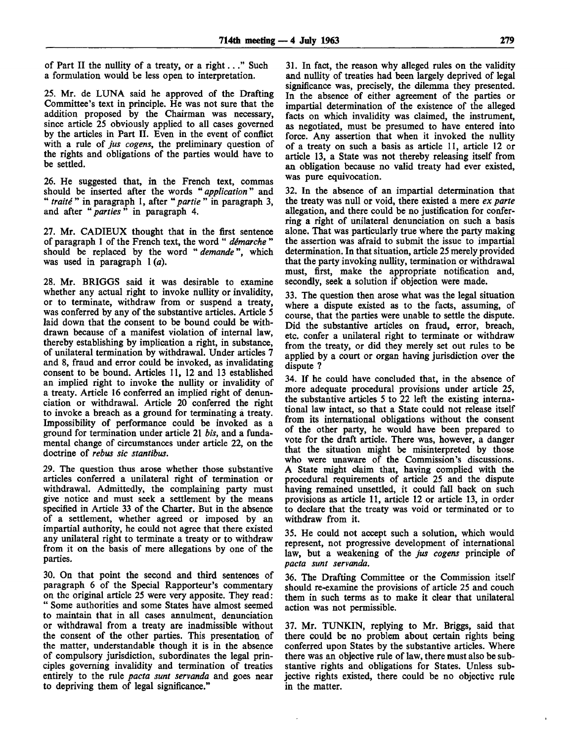of Part II the nullity of a treaty, or a right . . ." Such a formulation would be less open to interpretation.

25. Mr. de LUNA said he approved of the Drafting Committee's text in principle. He was not sure that the addition proposed by the Chairman was necessary, since article 25 obviously applied to all cases governed by the articles in Part II. Even in the event of conflict with a rule of *jus cogens*, the preliminary question of the rights and obligations of the parties would have to be settled.

26. He suggested that, in the French text, commas should be inserted after the words "*application*" and "*traité*" in paragraph 1, after "*partie*" in paragraph 3, and after "*parties*" in paragraph 4.

27. Mr. CADIEUX thought that in the first sentence of paragraph 1 of the French text, the word "*démarche*" should be replaced by the word "*demande*", which was used in paragraph 1 (*a*).

28. Mr. BRIGGS said it was desirable to examine whether any actual right to invoke nullity or invalidity, or to terminate, withdraw from or suspend a treaty, was conferred by any of the substantive articles. Article 5 laid down that the consent to be bound could be withdrawn because of a manifest violation of internal law, thereby establishing by implication a right, in substance, of unilateral termination by withdrawal. Under articles 7 and 8, fraud and error could be invoked, as invalidating consent to be bound. Articles 11, 12 and 13 established an implied right to invoke the nullity or invalidity of a treaty. Article 16 conferred an implied right of denunciation or withdrawal. Article 20 conferred the right to invoke a breach as a ground for terminating a treaty. Impossibility of performance could be invoked as a ground for termination under article 21 *bis*, and a fundamental change of circumstances under article 22, on the doctrine of *rebus sic stantibus*.

29. The question thus arose whether those substantive articles conferred a unilateral right of termination or withdrawal. Admittedly, the complaining party must give notice and must seek a settlement by the means specified in Article 33 of the Charter. But in the absence of a settlement, whether agreed or imposed by an impartial authority, he could not agree that there existed any unilateral right to terminate a treaty or to withdraw from it on the basis of mere allegations by one of the parties.

30. On that point the second and third sentences of paragraph 6 of the Special Rapporteur's commentary on the original article 25 were very apposite. They read: "Some authorities and some States have almost seemed to maintain that in all cases annulment, denunciation or withdrawal from a treaty are inadmissible without the consent of the other parties. This presentation of the matter, understandable though it is in the absence of compulsory jurisdiction, subordinates the legal principles governing invalidity and termination of treaties entirely to the rule *pacta sunt servanda* and goes near to depriving them of legal significance."

31. In fact, the reason why alleged rules on the validity and nullity of treaties had been largely deprived of legal significance was, precisely, the dilemma they presented. In the absence of either agreement of the parties or impartial determination of the existence of the alleged facts on which invalidity was claimed, the instrument, as negotiated, must be presumed to have entered into force. Any assertion that when it invoked the nullity of a treaty on such a basis as article 11, article 12 or article 13, a State was not thereby releasing itself from an obligation because no valid treaty had ever existed, was pure equivocation.

32. In the absence of an impartial determination that the treaty was null or void, there existed a mere *ex parte* allegation, and there could be no justification for conferring a right of unilateral denunciation on such a basis alone. That was particularly true where the party making the assertion was afraid to submit the issue to impartial determination. In that situation, article 25 merely provided that the party invoking nullity, termination or withdrawal must, first, make the appropriate notification and, secondly, seek a solution if objection were made.

33. The question then arose what was the legal situation where a dispute existed as to the facts, assuming, of course, that the parties were unable to settle the dispute. Did the substantive articles on fraud, error, breach, etc. confer a unilateral right to terminate or withdraw from the treaty, or did they merely set out rules to be applied by a court or organ having jurisdiction over the dispute ?

34. If he could have concluded that, in the absence of more adequate procedural provisions under article 25, the substantive articles 5 to 22 left the existing international law intact, so that a State could not release itself from its international obligations without the consent of the other party, he would have been prepared to vote for the draft article. There was, however, a danger that the situation might be misinterpreted by those who were unaware of the Commission's discussions. A State might claim that, having complied with the procedural requirements of article 25 and the dispute having remained unsettled, it could fall back on such provisions as article 11, article 12 or article 13, in order to declare that the treaty was void or terminated or to withdraw from it.

35. He could not accept such a solution, which would represent, not progressive development of international law, but a weakening of the *jus cogens* principle of *pacta sunt servanda*.

36. The Drafting Committee or the Commission itself should re-examine the provisions of article 25 and couch them in such terms as to make it clear that unilateral action was not permissible.

37. Mr. TUNKIN, replying to Mr. Briggs, said that there could be no problem about certain rights being conferred upon States by the substantive articles. Where there was an objective rule of law, there must also be substantive rights and obligations for States. Unless subjective rights existed, there could be no objective rule in the matter.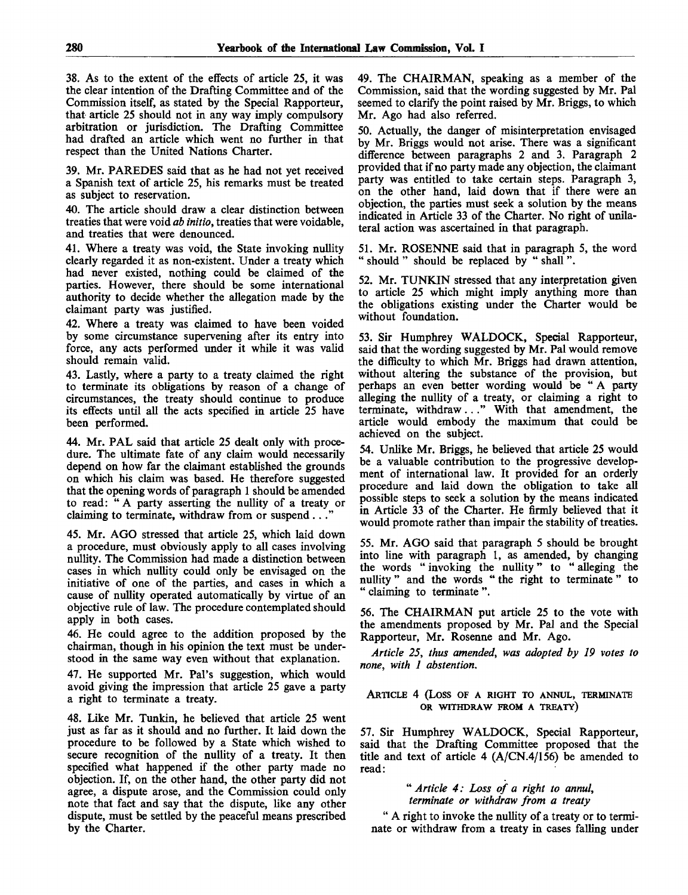38. As to the extent of the effects of article 25, it was the clear intention of the Drafting Committee and of the Commission itself, as stated by the Special Rapporteur, that article 25 should not in any way imply compulsory arbitration or jurisdiction. The Drafting Committee had drafted an article which went no further in that respect than the United Nations Charter.

39. Mr. PAREDES said that as he had not yet received a Spanish text of article 25, his remarks must be treated as subject to reservation.

40. The article should draw a clear distinction between treaties that were void *ab initio*, treaties that were voidable, and treaties that were denounced.

41. Where a treaty was void, the State invoking nullity clearly regarded it as non-existent. Under a treaty which had never existed, nothing could be claimed of the parties. However, there should be some international authority to decide whether the allegation made by the claimant party was justified.

42. Where a treaty was claimed to have been voided by some circumstance supervening after its entry into force, any acts performed under it while it was valid should remain valid.

43. Lastly, where a party to a treaty claimed the right to terminate its obligations by reason of a change of circumstances, the treaty should continue to produce its effects until all the acts specified in article 25 have been performed.

44. Mr. PAL said that article 25 dealt only with procedure. The ultimate fate of any claim would necessarily depend on how far the claimant established the grounds on which his claim was based. He therefore suggested that the opening words of paragraph 1 should be amended to read: "A party asserting the nullity of a treaty or claiming to terminate, withdraw from or suspend . . ."

45. Mr. AGO stressed that article 25, which laid down a procedure, must obviously apply to all cases involving nullity. The Commission had made a distinction between cases in which nullity could only be envisaged on the initiative of one of the parties, and cases in which a cause of nullity operated automatically by virtue of an objective rule of law. The procedure contemplated should apply in both cases.

46. He could agree to the addition proposed by the chairman, though in his opinion the text must be understood in the same way even without that explanation.

47. He supported Mr. Pal's suggestion, which would avoid giving the impression that article 25 gave a party a right to terminate a treaty.

48. Like Mr. Tunkin, he believed that article 25 went just as far as it should and no further. It laid down the procedure to be followed by a State which wished to secure recognition of the nullity of a treaty. It then specified what happened if the other party made no objection. If, on the other hand, the other party did not agree, a dispute arose, and the Commission could only note that fact and say that the dispute, like any other dispute, must be settled by the peaceful means prescribed by the Charter.

49. The CHAIRMAN, speaking as a member of the Commission, said that the wording suggested by Mr. Pal seemed to clarify the point raised by Mr. Briggs, to which Mr. Ago had also referred.

50. Actually, the danger of misinterpretation envisaged by Mr. Briggs would not arise. There was a significant difference between paragraphs 2 and 3. Paragraph 2 provided that if no party made any objection, the claimant party was entitled to take certain steps. Paragraph 3, on the other hand, laid down that if there were an objection, the parties must seek a solution by the means indicated in Article 33 of the Charter. No right of unilateral action was ascertained in that paragraph.

51. Mr. ROSENNE said that in paragraph 5, the word "should" should be replaced by "shall".

52. Mr. TUNKIN stressed that any interpretation given to article 25 which might imply anything more than the obligations existing under the Charter would be without foundation.

53. Sir Humphrey WALDOCK, Special Rapporteur, said that the wording suggested by Mr. Pal would remove the difficulty to which Mr. Briggs had drawn attention, without altering the substance of the provision, but perhaps an even better wording would be "A party alleging the nullity of a treaty, or claiming a right to terminate, withdraw . . ." With that amendment, the article would embody the maximum that could be achieved on the subject.

54. Unlike Mr. Briggs, he believed that article 25 would be a valuable contribution to the progressive development of international law. It provided for an orderly procedure and laid down the obligation to take all possible steps to seek a solution by the means indicated in Article 33 of the Charter. He firmly believed that it would promote rather than impair the stability of treaties.

55. Mr. AGO said that paragraph 5 should be brought into line with paragraph 1, as amended, by changing the words "invoking the nullity" to "alleging the nullity" and the words "the right to terminate" to "claiming to terminate".

56. The CHAIRMAN put article 25 to the vote with the amendments proposed by Mr. Pal and the Special Rapporteur, Mr. Rosenne and Mr. Ago.

*Article 25, thus amended, was adopted by 19 votes to none, with 1 abstention.*

### ARTICLE 4 (LOSS OF A RIGHT TO ANNUL, TERMINATE OR WITHDRAW FROM A TREATY)

57. Sir Humphrey WALDOCK, Special Rapporteur, said that the Drafting Committee proposed that the title and text of article 4 (A/CN.4/156) be amended to read:

> "*Article 4: Loss of a right to annul, terminate or withdraw from a treaty*
>
> "A right to invoke the nullity of a treaty or to terminate or withdraw from a treaty in cases falling under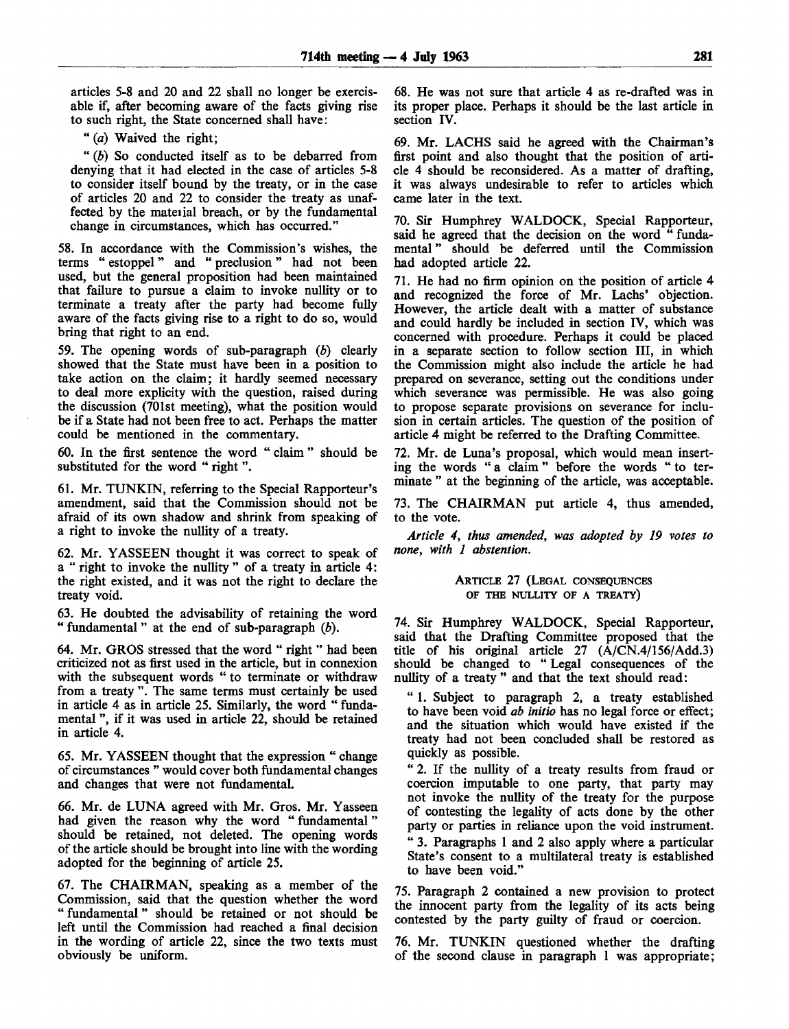articles 5-8 and 20 and 22 shall no longer be exercisable if, after becoming aware of the facts giving rise to such right, the State concerned shall have:

" (*a*) Waived the right;

" (*b*) So conducted itself as to be debarred from denying that it had elected in the case of articles 5-8 to consider itself bound by the treaty, or in the case of articles 20 and 22 to consider the treaty as unaffected by the material breach, or by the fundamental change in circumstances, which has occurred."

58. In accordance with the Commission's wishes, the terms " estoppel " and " preclusion " had not been used, but the general proposition had been maintained that failure to pursue a claim to invoke nullity or to terminate a treaty after the party had become fully aware of the facts giving rise to a right to do so, would bring that right to an end.

59. The opening words of sub-paragraph (*b*) clearly showed that the State must have been in a position to take action on the claim; it hardly seemed necessary to deal more explicity with the question, raised during the discussion (701st meeting), what the position would be if a State had not been free to act. Perhaps the matter could be mentioned in the commentary.

60. In the first sentence the word " claim " should be substituted for the word " right ".

61. Mr. TUNKIN, referring to the Special Rapporteur's amendment, said that the Commission should not be afraid of its own shadow and shrink from speaking of a right to invoke the nullity of a treaty.

62. Mr. YASSEEN thought it was correct to speak of a " right to invoke the nullity " of a treaty in article 4: the right existed, and it was not the right to declare the treaty void.

63. He doubted the advisability of retaining the word " fundamental " at the end of sub-paragraph (*b*).

64. Mr. GROS stressed that the word " right " had been criticized not as first used in the article, but in connexion with the subsequent words " to terminate or withdraw from a treaty ". The same terms must certainly be used in article 4 as in article 25. Similarly, the word " fundamental ", if it was used in article 22, should be retained in article 4.

65. Mr. YASSEEN thought that the expression " change of circumstances " would cover both fundamental changes and changes that were not fundamental.

66. Mr. de LUNA agreed with Mr. Gros. Mr. Yasseen had given the reason why the word " fundamental " should be retained, not deleted. The opening words of the article should be brought into line with the wording adopted for the beginning of article 25.

67. The CHAIRMAN, speaking as a member of the Commission, said that the question whether the word " fundamental " should be retained or not should be left until the Commission had reached a final decision in the wording of article 22, since the two texts must obviously be uniform.

68. He was not sure that article 4 as re-drafted was in its proper place. Perhaps it should be the last article in section IV.

69. Mr. LACHS said he agreed with the Chairman's first point and also thought that the position of article 4 should be reconsidered. As a matter of drafting, it was always undesirable to refer to articles which came later in the text.

70. Sir Humphrey WALDOCK, Special Rapporteur, said he agreed that the decision on the word " fundamental " should be deferred until the Commission had adopted article 22.

71. He had no firm opinion on the position of article 4 and recognized the force of Mr. Lachs' objection. However, the article dealt with a matter of substance and could hardly be included in section IV, which was concerned with procedure. Perhaps it could be placed in a separate section to follow section III, in which the Commission might also include the article he had prepared on severance, setting out the conditions under which severance was permissible. He was also going to propose separate provisions on severance for inclusion in certain articles. The question of the position of article 4 might be referred to the Drafting Committee.

72. Mr. de Luna's proposal, which would mean inserting the words " a claim " before the words " to terminate " at the beginning of the article, was acceptable.

73. The CHAIRMAN put article 4, thus amended, to the vote.

*Article 4, thus amended, was adopted by 19 votes to none, with 1 abstention.*

### ARTICLE 27 (LEGAL CONSEQUENCES OF THE NULLITY OF A TREATY)

74. Sir Humphrey WALDOCK, Special Rapporteur, said that the Drafting Committee proposed that the title of his original article 27 (A/CN.4/156/Add.3) should be changed to " Legal consequences of the nullity of a treaty " and that the text should read:

" 1. Subject to paragraph 2, a treaty established to have been void *ab initio* has no legal force or effect; and the situation which would have existed if the treaty had not been concluded shall be restored as quickly as possible.

" 2. If the nullity of a treaty results from fraud or coercion imputable to one party, that party may not invoke the nullity of the treaty for the purpose of contesting the legality of acts done by the other party or parties in reliance upon the void instrument.

" 3. Paragraphs 1 and 2 also apply where a particular State's consent to a multilateral treaty is established to have been void."

75. Paragraph 2 contained a new provision to protect the innocent party from the legality of its acts being contested by the party guilty of fraud or coercion.

76. Mr. TUNKIN questioned whether the drafting of the second clause in paragraph 1 was appropriate;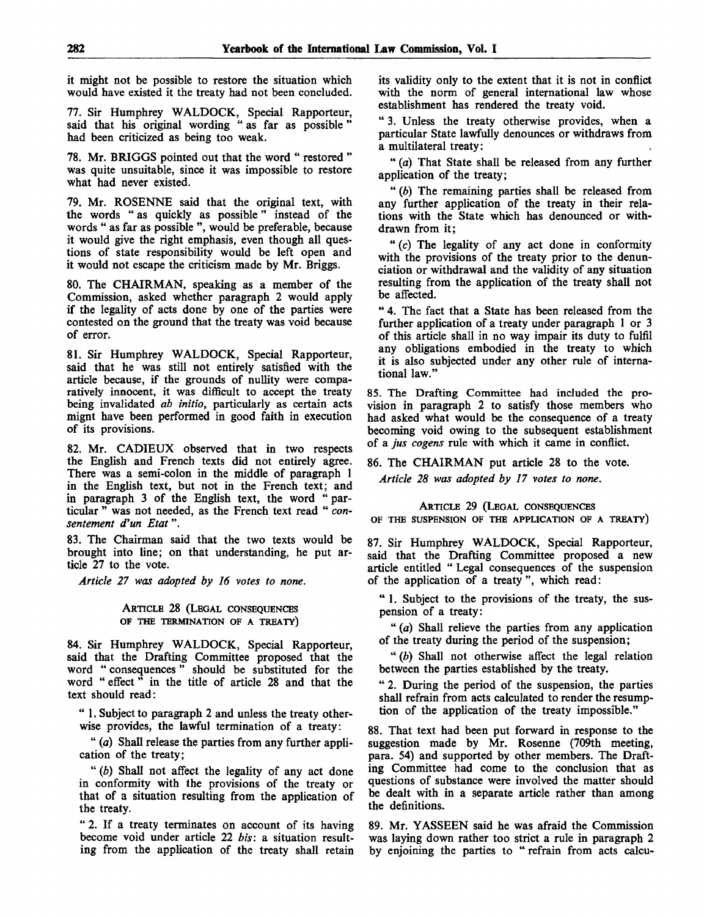it might not be possible to restore the situation which would have existed it the treaty had not been concluded.

77. Sir Humphrey WALDOCK, Special Rapporteur, said that his original wording " as far as possible " had been criticized as being too weak.

78. Mr. BRIGGS pointed out that the word " restored " was quite unsuitable, since it was impossible to restore what had never existed.

79. Mr. ROSENNE said that the original text, with the words " as quickly as possible " instead of the words " as far as possible ", would be preferable, because it would give the right emphasis, even though all questions of state responsibility would be left open and it would not escape the criticism made by Mr. Briggs.

80. The CHAIRMAN, speaking as a member of the Commission, asked whether paragraph 2 would apply if the legality of acts done by one of the parties were contested on the ground that the treaty was void because of error.

81. Sir Humphrey WALDOCK, Special Rapporteur, said that he was still not entirely satisfied with the article because, if the grounds of nullity were comparatively innocent, it was difficult to accept the treaty being invalidated *ab initio*, particularly as certain acts might have been performed in good faith in execution of its provisions.

82. Mr. CADIEUX observed that in two respects the English and French texts did not entirely agree. There was a semi-colon in the middle of paragraph 1 in the English text, but not in the French text; and in paragraph 3 of the English text, the word " particular " was not needed, as the French text read " *consentement d'un Etat* ".

83. The Chairman said that the two texts would be brought into line; on that understanding, he put article 27 to the vote.

*Article 27 was adopted by 16 votes to none.*

### ARTICLE 28 (LEGAL CONSEQUENCES OF THE TERMINATION OF A TREATY)

84. Sir Humphrey WALDOCK, Special Rapporteur, said that the Drafting Committee proposed that the word " consequences " should be substituted for the word " effect " in the title of article 28 and that the text should read:

" 1. Subject to paragraph 2 and unless the treaty otherwise provides, the lawful termination of a treaty:

" (*a*) Shall release the parties from any further application of the treaty;

" (*b*) Shall not affect the legality of any act done in conformity with the provisions of the treaty or that of a situation resulting from the application of the treaty.

" 2. If a treaty terminates on account of its having become void under article 22 *bis*: a situation resulting from the application of the treaty shall retain its validity only to the extent that it is not in conflict with the norm of general international law whose establishment has rendered the treaty void.

" 3. Unless the treaty otherwise provides, when a particular State lawfully denounces or withdraws from a multilateral treaty:

" (*a*) That State shall be released from any further application of the treaty;

" (*b*) The remaining parties shall be released from any further application of the treaty in their relations with the State which has denounced or withdrawn from it;

" (*c*) The legality of any act done in conformity with the provisions of the treaty prior to the denunciation or withdrawal and the validity of any situation resulting from the application of the treaty shall not be affected.

" 4. The fact that a State has been released from the further application of a treaty under paragraph 1 or 3 of this article shall in no way impair its duty to fulfil any obligations embodied in the treaty to which it is also subjected under any other rule of international law."

85. The Drafting Committee had included the provision in paragraph 2 to satisfy those members who had asked what would be the consequence of a treaty becoming void owing to the subsequent establishment of a *jus cogens* rule with which it came in conflict.

86. The CHAIRMAN put article 28 to the vote.

*Article 28 was adopted by 17 votes to none.*

### ARTICLE 29 (LEGAL CONSEQUENCES OF THE SUSPENSION OF THE APPLICATION OF A TREATY)

87. Sir Humphrey WALDOCK, Special Rapporteur, said that the Drafting Committee proposed a new article entitled " Legal consequences of the suspension of the application of a treaty ", which read:

" 1. Subject to the provisions of the treaty, the suspension of a treaty:

" (*a*) Shall relieve the parties from any application of the treaty during the period of the suspension;

" (*b*) Shall not otherwise affect the legal relation between the parties established by the treaty.

" 2. During the period of the suspension, the parties shall refrain from acts calculated to render the resumption of the application of the treaty impossible."

88. That text had been put forward in response to the suggestion made by Mr. Rosenne (709th meeting, para. 54) and supported by other members. The Drafting Committee had come to the conclusion that as questions of substance were involved the matter should be dealt with in a separate article rather than among the definitions.

89. Mr. YASSEEN said he was afraid the Commission was laying down rather too strict a rule in paragraph 2 by enjoining the parties to " refrain from acts calcu-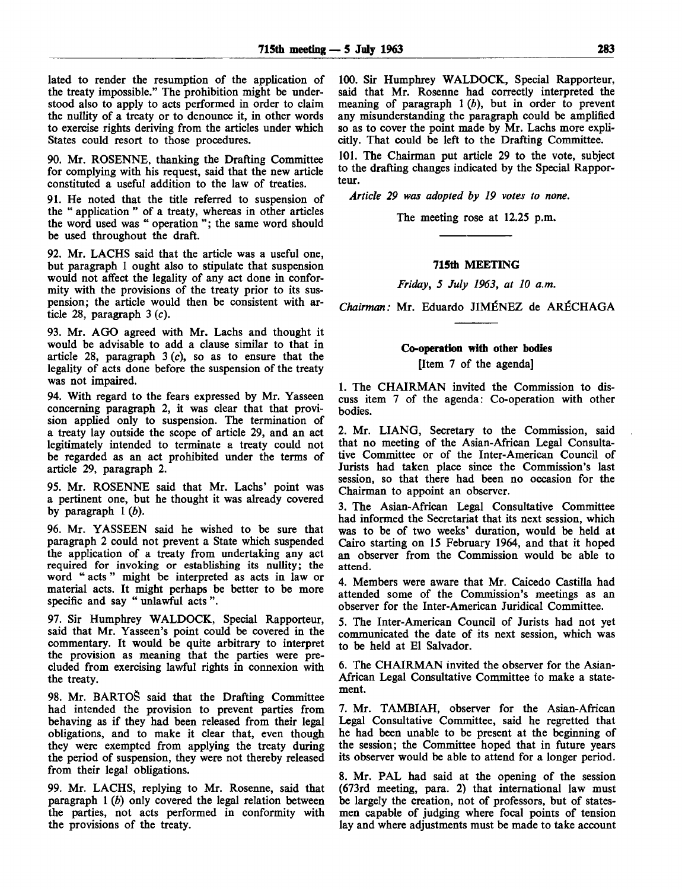lated to render the resumption of the application of the treaty impossible." The prohibition might be understood also to apply to acts performed in order to claim the nullity of a treaty or to denounce it, in other words to exercise rights deriving from the articles under which States could resort to those procedures.

90. Mr. ROSENNE, thanking the Drafting Committee for complying with his request, said that the new article constituted a useful addition to the law of treaties.

91. He noted that the title referred to suspension of the " application " of a treaty, whereas in other articles the word used was " operation "; the same word should be used throughout the draft.

92. Mr. LACHS said that the article was a useful one, but paragraph 1 ought also to stipulate that suspension would not affect the legality of any act done in conformity with the provisions of the treaty prior to its suspension; the article would then be consistent with article 28, paragraph 3 (*c*).

93. Mr. AGO agreed with Mr. Lachs and thought it would be advisable to add a clause similar to that in article 28, paragraph 3 (*c*), so as to ensure that the legality of acts done before the suspension of the treaty was not impaired.

94. With regard to the fears expressed by Mr. Yasseen concerning paragraph 2, it was clear that that provision applied only to suspension. The termination of a treaty lay outside the scope of article 29, and an act legitimately intended to terminate a treaty could not be regarded as an act prohibited under the terms of article 29, paragraph 2.

95. Mr. ROSENNE said that Mr. Lachs' point was a pertinent one, but he thought it was already covered by paragraph 1 (*b*).

96. Mr. YASSEEN said he wished to be sure that paragraph 2 could not prevent a State which suspended the application of a treaty from undertaking any act required for invoking or establishing its nullity; the word " acts " might be interpreted as acts in law or material acts. It might perhaps be better to be more specific and say " unlawful acts ".

97. Sir Humphrey WALDOCK, Special Rapporteur, said that Mr. Yasseen's point could be covered in the commentary. It would be quite arbitrary to interpret the provision as meaning that the parties were precluded from exercising lawful rights in connexion with the treaty.

98. Mr. BARTOŠ said that the Drafting Committee had intended the provision to prevent parties from behaving as if they had been released from their legal obligations, and to make it clear that, even though they were exempted from applying the treaty during the period of suspension, they were not thereby released from their legal obligations.

99. Mr. LACHS, replying to Mr. Rosenne, said that paragraph 1 (*b*) only covered the legal relation between the parties, not acts performed in conformity with the provisions of the treaty.

100. Sir Humphrey WALDOCK, Special Rapporteur, said that Mr. Rosenne had correctly interpreted the meaning of paragraph 1 (*b*), but in order to prevent any misunderstanding the paragraph could be amplified so as to cover the point made by Mr. Lachs more explicitly. That could be left to the Drafting Committee.

101. The Chairman put article 29 to the vote, subject to the drafting changes indicated by the Special Rapporteur.

*Article 29 was adopted by 19 votes to none.*

The meeting rose at 12.25 p.m.

## 715th MEETING

*Friday, 5 July 1963, at 10 a.m.*

*Chairman:* Mr. Eduardo JIMÉNEZ de ARÉCHAGA

### Co-operation with other bodies

[Item 7 of the agenda]

1. The CHAIRMAN invited the Commission to discuss item 7 of the agenda: Co-operation with other bodies.

2. Mr. LIANG, Secretary to the Commission, said that no meeting of the Asian-African Legal Consultative Committee or of the Inter-American Council of Jurists had taken place since the Commission's last session, so that there had been no occasion for the Chairman to appoint an observer.

3. The Asian-African Legal Consultative Committee had informed the Secretariat that its next session, which was to be of two weeks' duration, would be held at Cairo starting on 15 February 1964, and that it hoped an observer from the Commission would be able to attend.

4. Members were aware that Mr. Caicedo Castilla had attended some of the Commission's meetings as an observer for the Inter-American Juridical Committee.

5. The Inter-American Council of Jurists had not yet communicated the date of its next session, which was to be held at El Salvador.

6. The CHAIRMAN invited the observer for the Asian-African Legal Consultative Committee to make a statement.

7. Mr. TAMBIAH, observer for the Asian-African Legal Consultative Committee, said he regretted that he had been unable to be present at the beginning of the session; the Committee hoped that in future years its observer would be able to attend for a longer period.

8. Mr. PAL had said at the opening of the session (673rd meeting, para. 2) that international law must be largely the creation, not of professors, but of statesmen capable of judging where focal points of tension lay and where adjustments must be made to take account